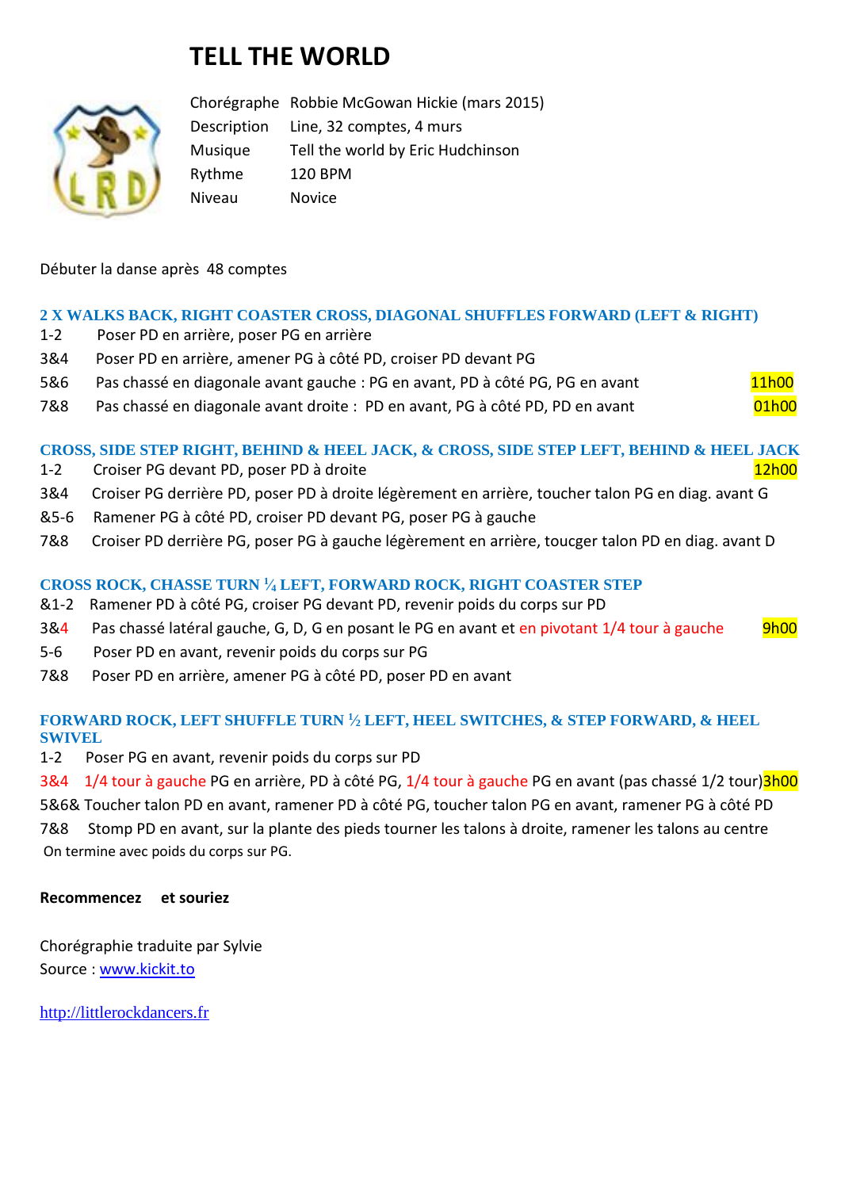# TELL THE WORLD

| | |
|---|---|
| Chorégraphe | Robbie McGowan Hickie (mars 2015) |
| Description | Line, 32 comptes, 4 murs |
| Musique | Tell the world by Eric Hudchinson |
| Rythme | 120 BPM |
| Niveau | Novice |

Débuter la danse après 48 comptes

### 2 X WALKS BACK, RIGHT COASTER CROSS, DIAGONAL SHUFFLES FORWARD (LEFT & RIGHT)

1-2 Poser PD en arrière, poser PG en arrière
3&4 Poser PD en arrière, amener PG à côté PD, croiser PD devant PG
5&6 Pas chassé en diagonale avant gauche : PG en avant, PD à côté PG, PG en avant — 11h00
7&8 Pas chassé en diagonale avant droite : PD en avant, PG à côté PD, PD en avant — 01h00

### CROSS, SIDE STEP RIGHT, BEHIND & HEEL JACK, & CROSS, SIDE STEP LEFT, BEHIND & HEEL JACK

1-2 Croiser PG devant PD, poser PD à droite — 12h00
3&4 Croiser PG derrière PD, poser PD à droite légèrement en arrière, toucher talon PG en diag. avant G
&5-6 Ramener PG à côté PD, croiser PD devant PG, poser PG à gauche
7&8 Croiser PD derrière PG, poser PG à gauche légèrement en arrière, toucger talon PD en diag. avant D

### CROSS ROCK, CHASSE TURN ¼ LEFT, FORWARD ROCK, RIGHT COASTER STEP

&1-2 Ramener PD à côté PG, croiser PG devant PD, revenir poids du corps sur PD
3&4 Pas chassé latéral gauche, G, D, G en posant le PG en avant et en pivotant 1/4 tour à gauche — 9h00
5-6 Poser PD en avant, revenir poids du corps sur PG
7&8 Poser PD en arrière, amener PG à côté PD, poser PD en avant

### FORWARD ROCK, LEFT SHUFFLE TURN ½ LEFT, HEEL SWITCHES, & STEP FORWARD, & HEEL SWIVEL

1-2 Poser PG en avant, revenir poids du corps sur PD
3&4 1/4 tour à gauche PG en arrière, PD à côté PG, 1/4 tour à gauche PG en avant (pas chassé 1/2 tour) — 3h00
5&6& Toucher talon PD en avant, ramener PD à côté PG, toucher talon PG en avant, ramener PG à côté PD
7&8 Stomp PD en avant, sur la plante des pieds tourner les talons à droite, ramener les talons au centre
On termine avec poids du corps sur PG.

**Recommencez et souriez**

Chorégraphie traduite par Sylvie
Source : www.kickit.to

http://littlerockdancers.fr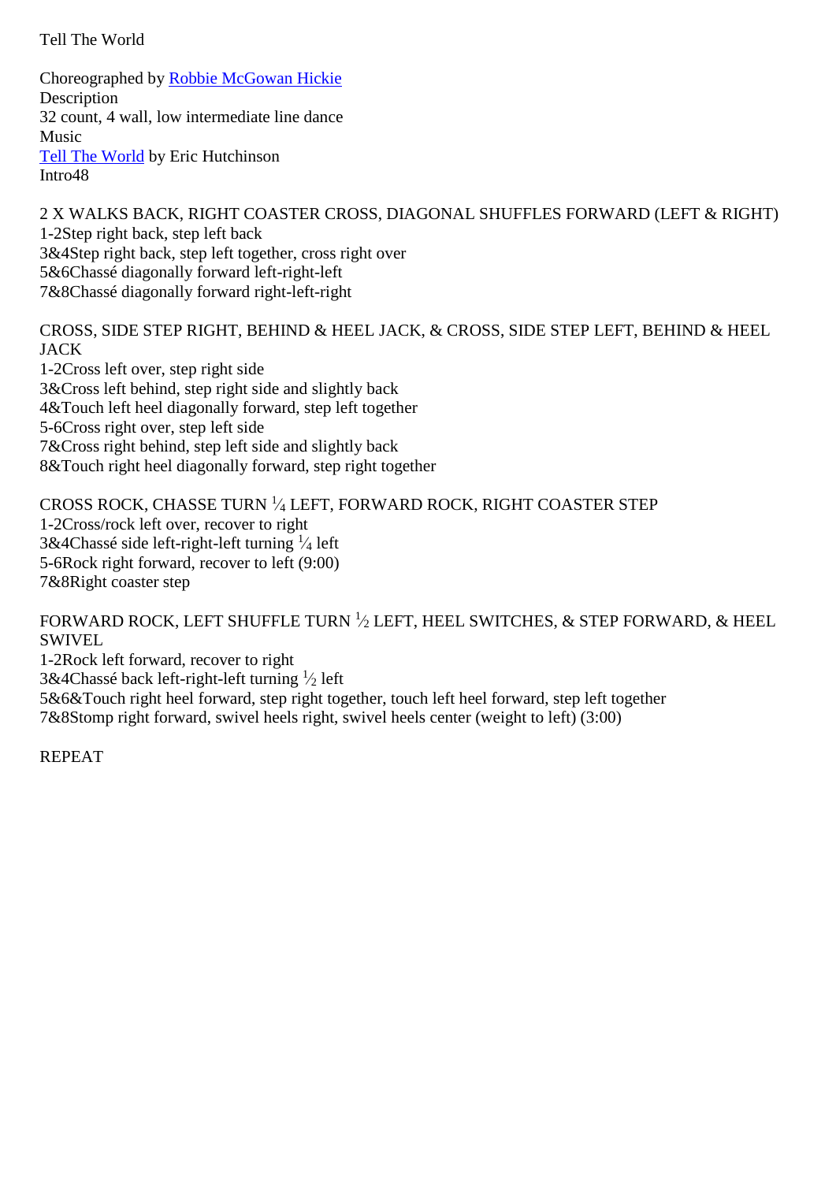Tell The World

Choreographed by Robbie McGowan Hickie
Description
32 count, 4 wall, low intermediate line dance
Music
Tell The World by Eric Hutchinson
Intro48

2 X WALKS BACK, RIGHT COASTER CROSS, DIAGONAL SHUFFLES FORWARD (LEFT & RIGHT)
1-2Step right back, step left back
3&4Step right back, step left together, cross right over
5&6Chassé diagonally forward left-right-left
7&8Chassé diagonally forward right-left-right

CROSS, SIDE STEP RIGHT, BEHIND & HEEL JACK, & CROSS, SIDE STEP LEFT, BEHIND & HEEL JACK
1-2Cross left over, step right side
3&Cross left behind, step right side and slightly back
4&Touch left heel diagonally forward, step left together
5-6Cross right over, step left side
7&Cross right behind, step left side and slightly back
8&Touch right heel diagonally forward, step right together

CROSS ROCK, CHASSE TURN ¼ LEFT, FORWARD ROCK, RIGHT COASTER STEP
1-2Cross/rock left over, recover to right
3&4Chassé side left-right-left turning ¼ left
5-6Rock right forward, recover to left (9:00)
7&8Right coaster step

FORWARD ROCK, LEFT SHUFFLE TURN ½ LEFT, HEEL SWITCHES, & STEP FORWARD, & HEEL SWIVEL
1-2Rock left forward, recover to right
3&4Chassé back left-right-left turning ½ left
5&6&Touch right heel forward, step right together, touch left heel forward, step left together
7&8Stomp right forward, swivel heels right, swivel heels center (weight to left) (3:00)

REPEAT